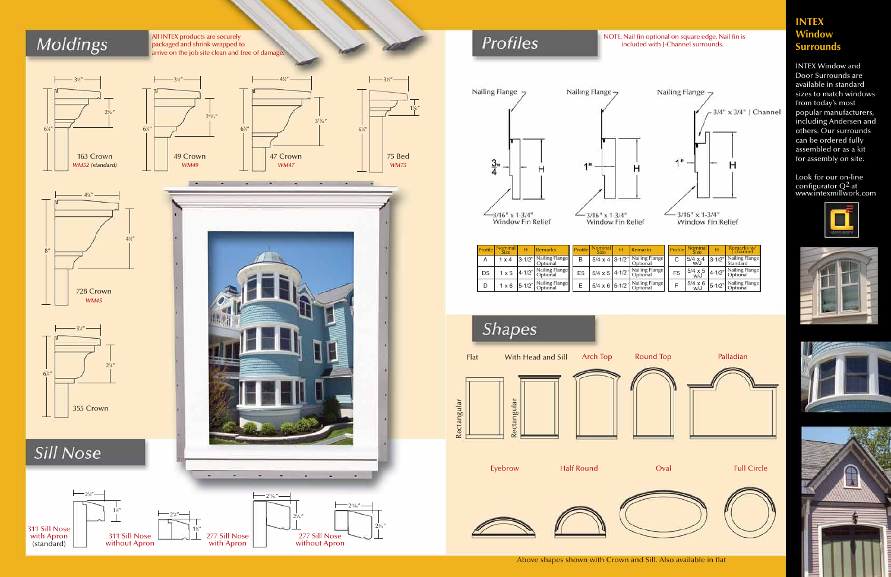## Moldings

All INTEX products are securely packaged and shrink wrapped to arrive on the job site clean and free of damage.

- 163 Crown — *WM52 (standard)*
- 49 Crown — *WM49*
- 47 Crown — *WM47*
- 75 Bed — *WM75*
- 728 Crown — *WM45*
- 355 Crown

## Sill Nose

- 311 Sill Nose with Apron (standard)
- 311 Sill Nose without Apron
- 277 Sill Nose with Apron
- 277 Sill Nose without Apron

## Profiles

NOTE: Nail fin optional on square edge. Nail fin is included with J-Channel surrounds.

Nailing Flange — 3/16" x 1-3/4" Window Fin Relief

Nailing Flange — 3/16" x 1-3/4" Window Fin Relief

Nailing Flange — 3/4" x 3/4" J Channel — 3/16" x 1-3/4" Window Fin Relief

| Profile | Nominal Size | H | Remarks |
|---|---|---|---|
| A | 1 x 4 | 3-1/2" | Nailing Flange Optional |
| D5 | 1 x 5 | 4-1/2" | Nailing Flange Optional |
| D | 1 x 6 | 5-1/2" | Nailing Flange Optional |

| Profile | Nominal Size | H | Remarks |
|---|---|---|---|
| B | 5/4 x 4 | 3-1/2" | Nailing Flange Optional |
| E5 | 5/4 x 5 | 4-1/2" | Nailing Flange Optional |
| E | 5/4 x 6 | 5-1/2" | Nailing Flange Optional |

| Profile | Nominal Size | H | Remarks w/ J channel |
|---|---|---|---|
| C | 5/4 x 4 w/J | 3-1/2" | Nailing Flange Standard |
| F5 | 5/4 x 5 w/J | 4-1/2" | Nailing Flange Optional |
| F | 5/4 x 6 w/J | 5-1/2" | Nailing Flange Optional |

## Shapes

- Flat (Rectangular)
- With Head and Sill (Rectangular)
- Arch Top
- Round Top
- Palladian
- Eyebrow
- Half Round
- Oval
- Full Circle

Above shapes shown with Crown and Sill. Also available in flat

## INTEX Window Surrounds

INTEX Window and Door Surrounds are available in standard sizes to match windows from today's most popular manufacturers, including Andersen and others. Our surrounds can be ordered fully assembled or as a kit for assembly on site.

Look for our on-line configurator Q2 at www.intexmillwork.com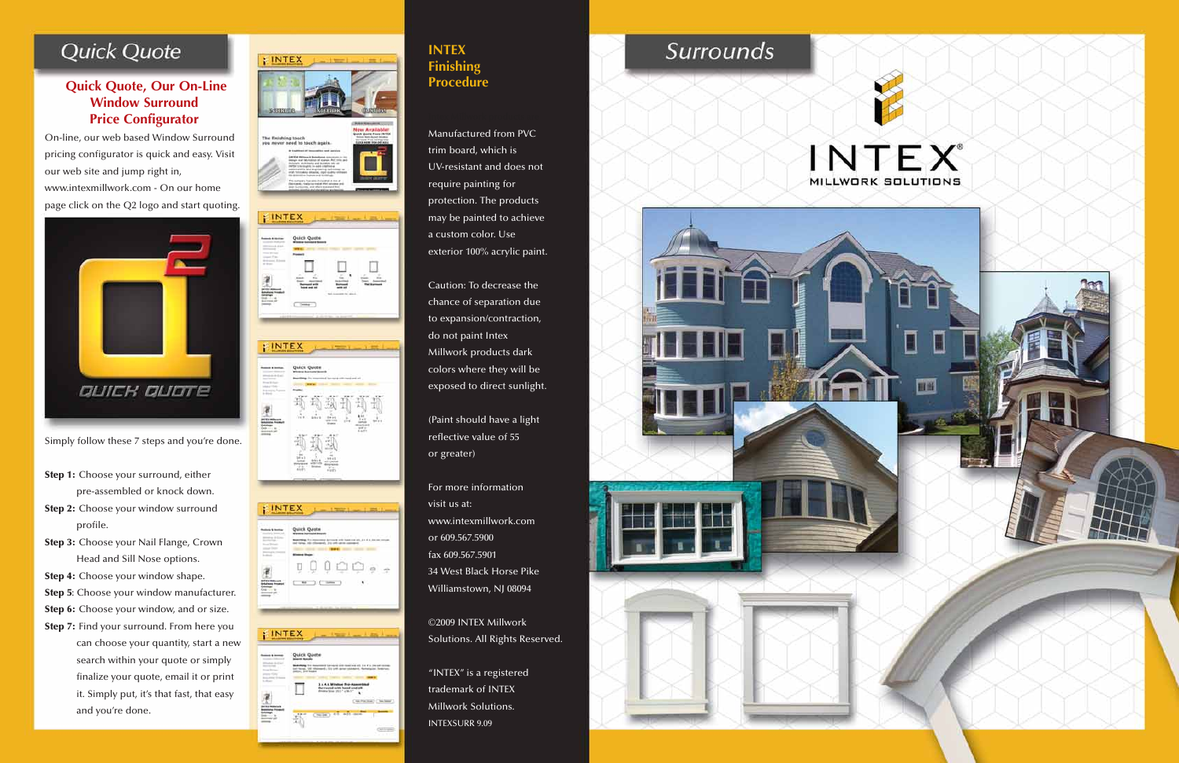# Quick Quote

## Quick Quote, Our On-Line Window Surround Price Configurator

On-line, our web based Window Surround pricing configurator is quick and easy. Visit our web site and jump right in, www.intexmillwork.com - On our home page click on the Q2 logo and start quoting.

Simply follow these 7 steps and you're done.

**Step 1:** Choose your surround, either pre-assembled or knock down.

**Step 2:** Choose your window surround profile.

**Step 3:** Choose your Nail Flange, Crown Head and Sill Nose options.

**Step 4:** Choose your window shape.

**Step 5**: Choose your window manufacturer.

**Step 6:** Choose your window, and or size.

**Step 7:** Find your surround. From here you can choose your quantity, start a new search within your quote or simply finalize your quote, email it or print it. Simply put, it's that fast, that easy and you're done.

## INTEX Finishing Procedure

Manufactured from PVC trim board, which is UV-resistant and does not require painting for protection. The products may be painted to achieve a custom color. Use exterior 100% acrylic paint.

Caution: To decrease the chance of separation due to expansion/contraction, do not paint Intex Millwork products dark colors where they will be exposed to direct sunlight.

(Paint should have a light reflective value of 55 or greater)

For more information visit us at:
www.intexmillwork.com
or 609.567.5900
fax 609.567.5901
34 West Black Horse Pike
Williamstown, NJ 08094

©2009 INTEX Millwork Solutions. All Rights Reserved.

"INTEX" is a registered trademark of INTEX Millwork Solutions.

INTEXSURR 9.09

# Surrounds

INTEX® MILLWORK SOLUTIONS